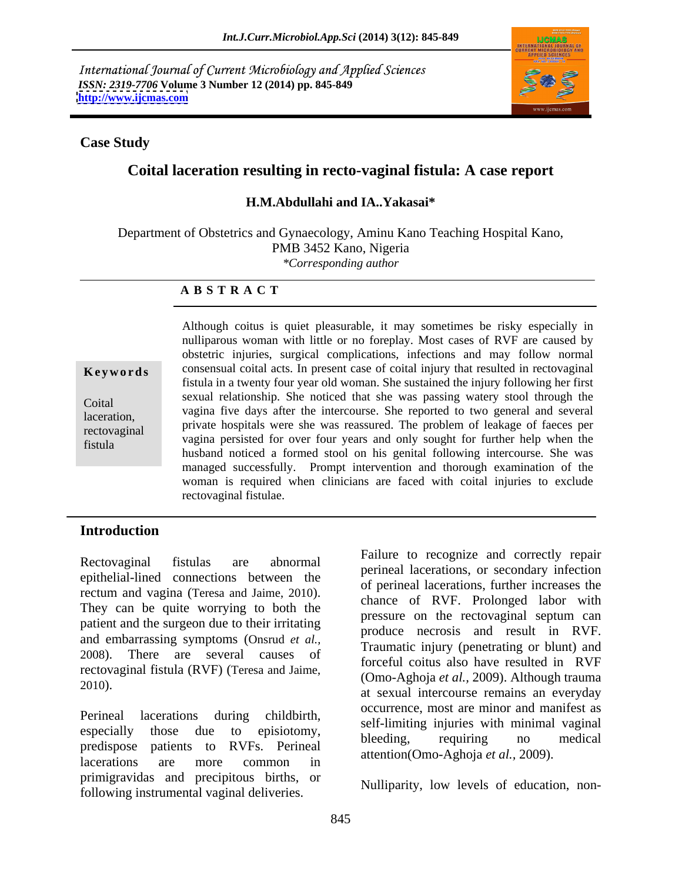International Journal of Current Microbiology and Applied Sciences
*ISSN: 2319-7706* **Volume 3 Number 12 (2014) pp. 845-849**
**http://www.ijcmas.com**

**Case Study**

# Coital laceration resulting in recto-vaginal fistula: A case report

**H.M.Abdullahi and IA..Yakasai***

Department of Obstetrics and Gynaecology, Aminu Kano Teaching Hospital Kano, PMB 3452 Kano, Nigeria
*\*Corresponding author*

## A B S T R A C T

**Keywords**

Coital laceration, rectovaginal fistula

Although coitus is quiet pleasurable, it may sometimes be risky especially in nulliparous woman with little or no foreplay. Most cases of RVF are caused by obstetric injuries, surgical complications, infections and may follow normal consensual coital acts. In present case of coital injury that resulted in rectovaginal fistula in a twenty four year old woman. She sustained the injury following her first sexual relationship. She noticed that she was passing watery stool through the vagina five days after the intercourse. She reported to two general and several private hospitals were she was reassured. The problem of leakage of faeces per vagina persisted for over four years and only sought for further help when the husband noticed a formed stool on his genital following intercourse. She was managed successfully. Prompt intervention and thorough examination of the woman is required when clinicians are faced with coital injuries to exclude rectovaginal fistulae.

## Introduction

Rectovaginal fistulas are abnormal epithelial-lined connections between the rectum and vagina (Teresa and Jaime, 2010). They can be quite worrying to both the patient and the surgeon due to their irritating and embarrassing symptoms (Onsrud *et al.,* 2008). There are several causes of rectovaginal fistula (RVF) (Teresa and Jaime, 2010).

Perineal lacerations during childbirth, especially those due to episiotomy, predispose patients to RVFs. Perineal lacerations are more common in primigravidas and precipitous births, or following instrumental vaginal deliveries.

Failure to recognize and correctly repair perineal lacerations, or secondary infection of perineal lacerations, further increases the chance of RVF. Prolonged labor with pressure on the rectovaginal septum can produce necrosis and result in RVF. Traumatic injury (penetrating or blunt) and forceful coitus also have resulted in RVF (Omo-Aghoja *et al.,* 2009). Although trauma at sexual intercourse remains an everyday occurrence, most are minor and manifest as self-limiting injuries with minimal vaginal bleeding, requiring no medical attention(Omo-Aghoja *et al.*, 2009).

Nulliparity, low levels of education, non-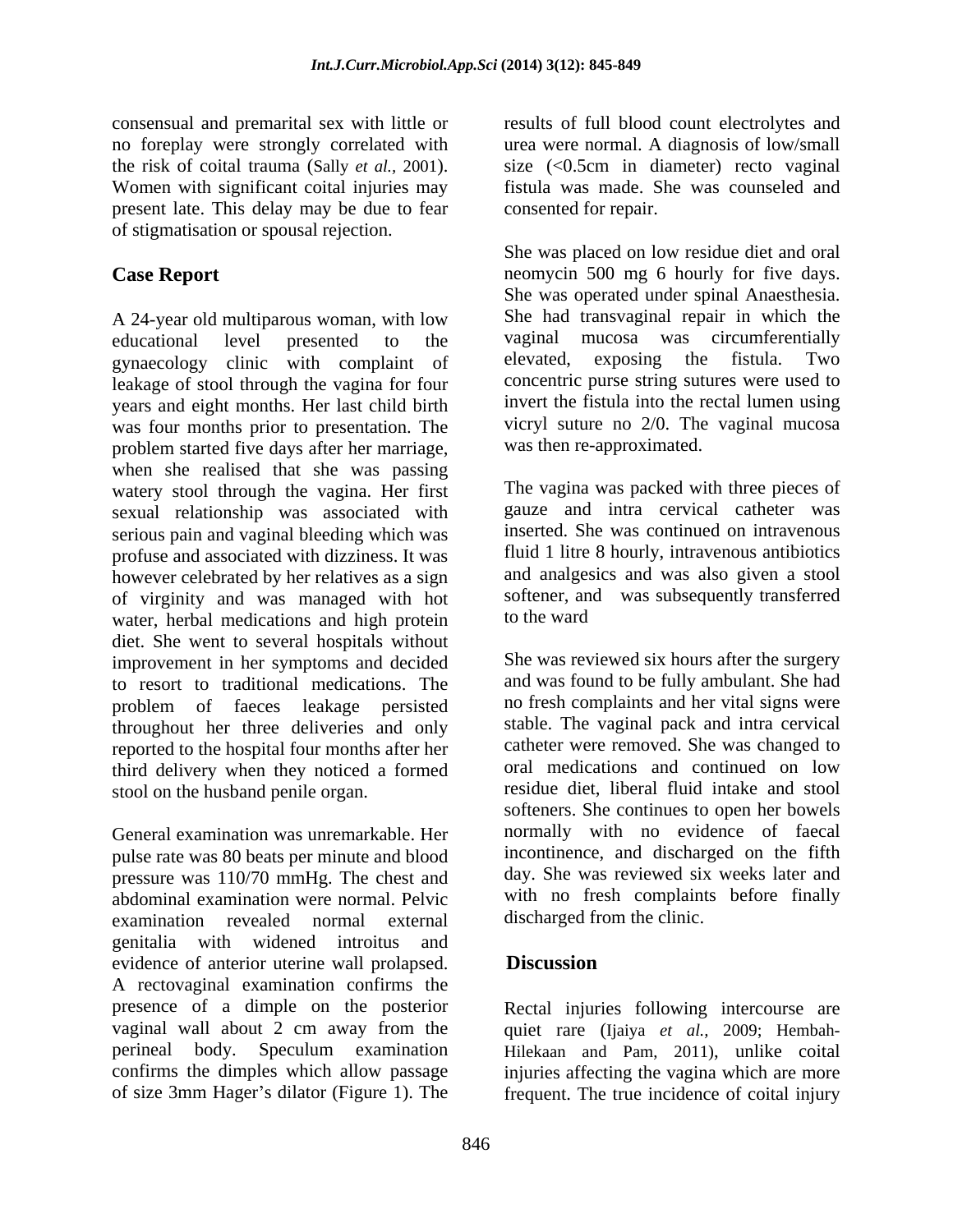consensual and premarital sex with little or no foreplay were strongly correlated with the risk of coital trauma (Sally *et al.,* 2001). Women with significant coital injuries may present late. This delay may be due to fear of stigmatisation or spousal rejection.

## Case Report

A 24-year old multiparous woman, with low educational level presented to the gynaecology clinic with complaint of leakage of stool through the vagina for four years and eight months. Her last child birth was four months prior to presentation. The problem started five days after her marriage, when she realised that she was passing watery stool through the vagina. Her first sexual relationship was associated with serious pain and vaginal bleeding which was profuse and associated with dizziness. It was however celebrated by her relatives as a sign of virginity and was managed with hot water, herbal medications and high protein diet. She went to several hospitals without improvement in her symptoms and decided to resort to traditional medications. The problem of faeces leakage persisted throughout her three deliveries and only reported to the hospital four months after her third delivery when they noticed a formed stool on the husband penile organ.

General examination was unremarkable. Her pulse rate was 80 beats per minute and blood pressure was 110/70 mmHg. The chest and abdominal examination were normal. Pelvic examination revealed normal external genitalia with widened introitus and evidence of anterior uterine wall prolapsed. A rectovaginal examination confirms the presence of a dimple on the posterior vaginal wall about 2 cm away from the perineal body. Speculum examination confirms the dimples which allow passage of size 3mm Hager's dilator (Figure 1). The results of full blood count electrolytes and urea were normal. A diagnosis of low/small size (<0.5cm in diameter) recto vaginal fistula was made. She was counseled and consented for repair.

She was placed on low residue diet and oral neomycin 500 mg 6 hourly for five days. She was operated under spinal Anaesthesia. She had transvaginal repair in which the vaginal mucosa was circumferentially elevated, exposing the fistula. Two concentric purse string sutures were used to invert the fistula into the rectal lumen using vicryl suture no 2/0. The vaginal mucosa was then re-approximated.

The vagina was packed with three pieces of gauze and intra cervical catheter was inserted. She was continued on intravenous fluid 1 litre 8 hourly, intravenous antibiotics and analgesics and was also given a stool softener, and was subsequently transferred to the ward

She was reviewed six hours after the surgery and was found to be fully ambulant. She had no fresh complaints and her vital signs were stable. The vaginal pack and intra cervical catheter were removed. She was changed to oral medications and continued on low residue diet, liberal fluid intake and stool softeners. She continues to open her bowels normally with no evidence of faecal incontinence, and discharged on the fifth day. She was reviewed six weeks later and with no fresh complaints before finally discharged from the clinic.

## Discussion

Rectal injuries following intercourse are quiet rare (Ijaiya *et al.,* 2009; Hembah-Hilekaan and Pam, 2011), unlike coital injuries affecting the vagina which are more frequent. The true incidence of coital injury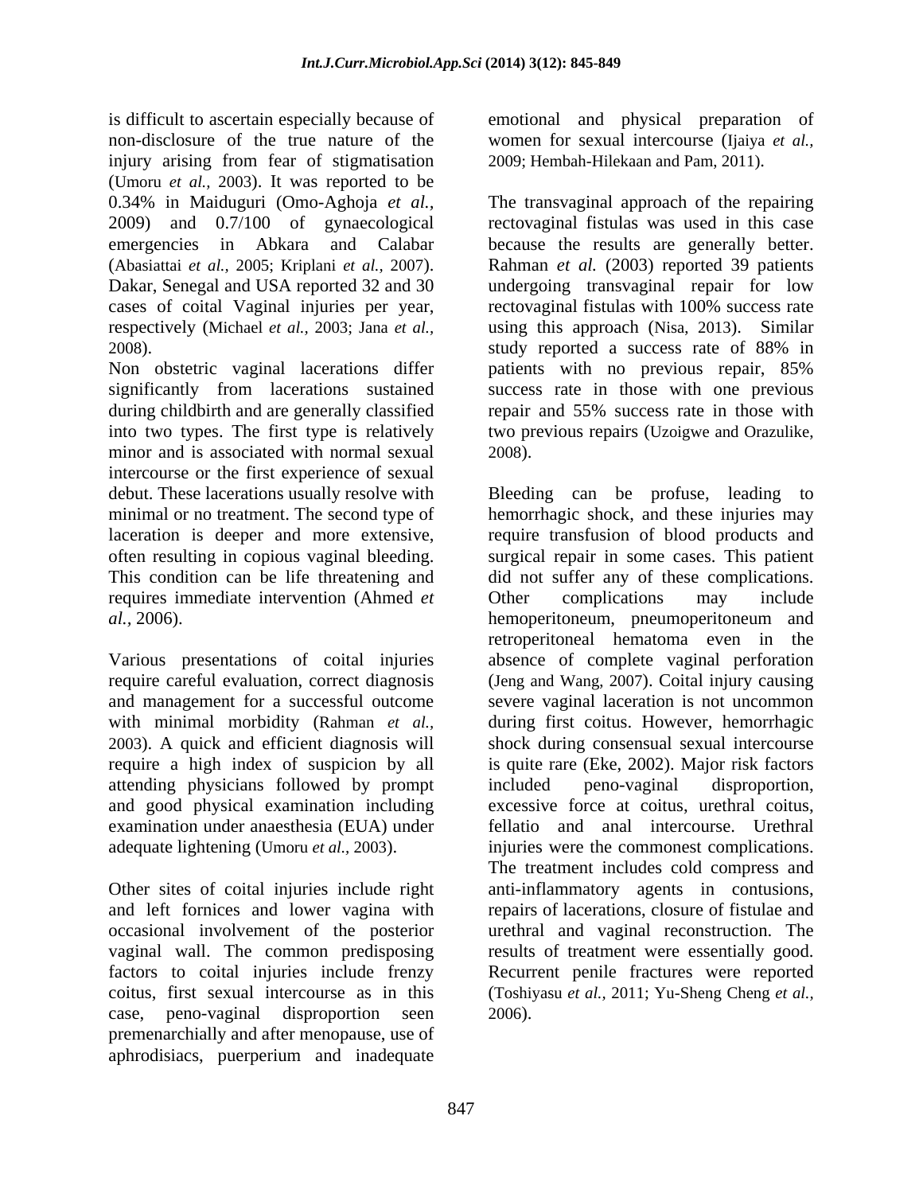is difficult to ascertain especially because of non-disclosure of the true nature of the injury arising from fear of stigmatisation (Umoru *et al.,* 2003). It was reported to be 0.34% in Maiduguri (Omo-Aghoja *et al.*, 2009) and 0.7/100 of gynaecological emergencies in Abkara and Calabar (Abasiattai *et al.,* 2005; Kriplani *et al.,* 2007). Dakar, Senegal and USA reported 32 and 30 cases of coital Vaginal injuries per year, respectively (Michael *et al.,* 2003; Jana *et al.,* 2008).

Non obstetric vaginal lacerations differ significantly from lacerations sustained during childbirth and are generally classified into two types. The first type is relatively minor and is associated with normal sexual intercourse or the first experience of sexual debut. These lacerations usually resolve with minimal or no treatment. The second type of laceration is deeper and more extensive, often resulting in copious vaginal bleeding. This condition can be life threatening and requires immediate intervention (Ahmed *et al.,* 2006).

Various presentations of coital injuries require careful evaluation, correct diagnosis and management for a successful outcome with minimal morbidity (Rahman *et al.,* 2003). A quick and efficient diagnosis will require a high index of suspicion by all attending physicians followed by prompt and good physical examination including examination under anaesthesia (EUA) under adequate lightening (Umoru *et al.,* 2003).

Other sites of coital injuries include right and left fornices and lower vagina with occasional involvement of the posterior vaginal wall. The common predisposing factors to coital injuries include frenzy coitus, first sexual intercourse as in this case, peno-vaginal disproportion seen premenarchially and after menopause, use of aphrodisiacs, puerperium and inadequate emotional and physical preparation of women for sexual intercourse (Ijaiya *et al.,* 2009; Hembah-Hilekaan and Pam, 2011).

The transvaginal approach of the repairing rectovaginal fistulas was used in this case because the results are generally better. Rahman *et al.* (2003) reported 39 patients undergoing transvaginal repair for low rectovaginal fistulas with 100% success rate using this approach (Nisa, 2013). Similar study reported a success rate of 88% in patients with no previous repair, 85% success rate in those with one previous repair and 55% success rate in those with two previous repairs (Uzoigwe and Orazulike, 2008).

Bleeding can be profuse, leading to hemorrhagic shock, and these injuries may require transfusion of blood products and surgical repair in some cases. This patient did not suffer any of these complications. Other complications may include hemoperitoneum, pneumoperitoneum and retroperitoneal hematoma even in the absence of complete vaginal perforation (Jeng and Wang, 2007). Coital injury causing severe vaginal laceration is not uncommon during first coitus. However, hemorrhagic shock during consensual sexual intercourse is quite rare (Eke, 2002). Major risk factors included peno-vaginal disproportion, excessive force at coitus, urethral coitus, fellatio and anal intercourse. Urethral injuries were the commonest complications. The treatment includes cold compress and anti-inflammatory agents in contusions, repairs of lacerations, closure of fistulae and urethral and vaginal reconstruction. The results of treatment were essentially good. Recurrent penile fractures were reported (Toshiyasu *et al.,* 2011; Yu-Sheng Cheng *et al.,* 2006).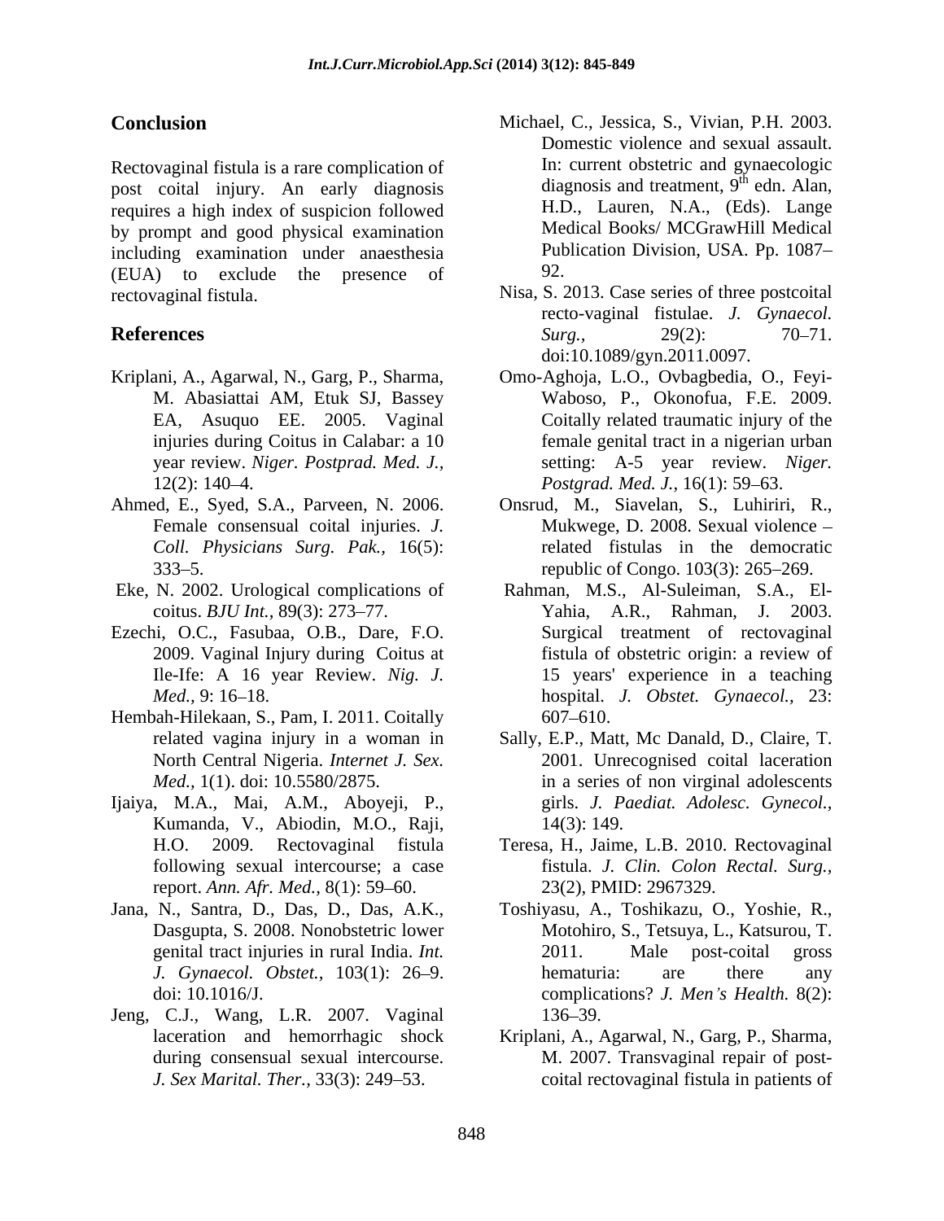## Conclusion

Rectovaginal fistula is a rare complication of post coital injury. An early diagnosis requires a high index of suspicion followed by prompt and good physical examination including examination under anaesthesia (EUA) to exclude the presence of rectovaginal fistula.

## References

Kriplani, A., Agarwal, N., Garg, P., Sharma, M. Abasiattai AM, Etuk SJ, Bassey EA, Asuquo EE. 2005. Vaginal injuries during Coitus in Calabar: a 10 year review. *Niger. Postprad. Med. J.,* 12(2): 140–4.

Ahmed, E., Syed, S.A., Parveen, N. 2006. Female consensual coital injuries. *J. Coll. Physicians Surg. Pak.,* 16(5): 333–5.

Eke, N. 2002. Urological complications of coitus. *BJU Int.,* 89(3): 273–77.

Ezechi, O.C., Fasubaa, O.B., Dare, F.O. 2009. Vaginal Injury during Coitus at Ile-Ife: A 16 year Review. *Nig. J. Med.,* 9: 16–18.

Hembah-Hilekaan, S., Pam, I. 2011. Coitally related vagina injury in a woman in North Central Nigeria. *Internet J. Sex. Med.,* 1(1). doi: 10.5580/2875.

Ijaiya, M.A., Mai, A.M., Aboyeji, P., Kumanda, V., Abiodin, M.O., Raji, H.O. 2009. Rectovaginal fistula following sexual intercourse; a case report. *Ann. Afr. Med.,* 8(1): 59–60.

Jana, N., Santra, D., Das, D., Das, A.K., Dasgupta, S. 2008. Nonobstetric lower genital tract injuries in rural India. *Int. J. Gynaecol. Obstet.,* 103(1): 26–9. doi: 10.1016/J.

Jeng, C.J., Wang, L.R. 2007. Vaginal laceration and hemorrhagic shock during consensual sexual intercourse. *J. Sex Marital. Ther.,* 33(3): 249–53.

Michael, C., Jessica, S., Vivian, P.H. 2003. Domestic violence and sexual assault. In: current obstetric and gynaecologic diagnosis and treatment, 9th edn. Alan, H.D., Lauren, N.A., (Eds). Lange Medical Books/ MCGrawHill Medical Publication Division, USA. Pp. 1087–92.

Nisa, S. 2013. Case series of three postcoital recto-vaginal fistulae. *J. Gynaecol. Surg.,* 29(2): 70–71. doi:10.1089/gyn.2011.0097.

Omo-Aghoja, L.O., Ovbagbedia, O., Feyi-Waboso, P., Okonofua, F.E. 2009. Coitally related traumatic injury of the female genital tract in a nigerian urban setting: A-5 year review. *Niger. Postgrad. Med. J.,* 16(1): 59–63.

Onsrud, M., Siavelan, S., Luhiriri, R., Mukwege, D. 2008. Sexual violence – related fistulas in the democratic republic of Congo. 103(3): 265–269.

Rahman, M.S., Al-Suleiman, S.A., El-Yahia, A.R., Rahman, J. 2003. Surgical treatment of rectovaginal fistula of obstetric origin: a review of 15 years' experience in a teaching hospital. *J. Obstet. Gynaecol.,* 23: 607–610.

Sally, E.P., Matt, Mc Danald, D., Claire, T. 2001. Unrecognised coital laceration in a series of non virginal adolescents girls. *J. Paediat. Adolesc. Gynecol.,* 14(3): 149.

Teresa, H., Jaime, L.B. 2010. Rectovaginal fistula. *J. Clin. Colon Rectal. Surg.,* 23(2), PMID: 2967329.

Toshiyasu, A., Toshikazu, O., Yoshie, R., Motohiro, S., Tetsuya, L., Katsurou, T. 2011. Male post-coital gross hematuria: are there any complications? *J. Men's Health.* 8(2): 136–39.

Kriplani, A., Agarwal, N., Garg, P., Sharma, M. 2007. Transvaginal repair of post-coital rectovaginal fistula in patients of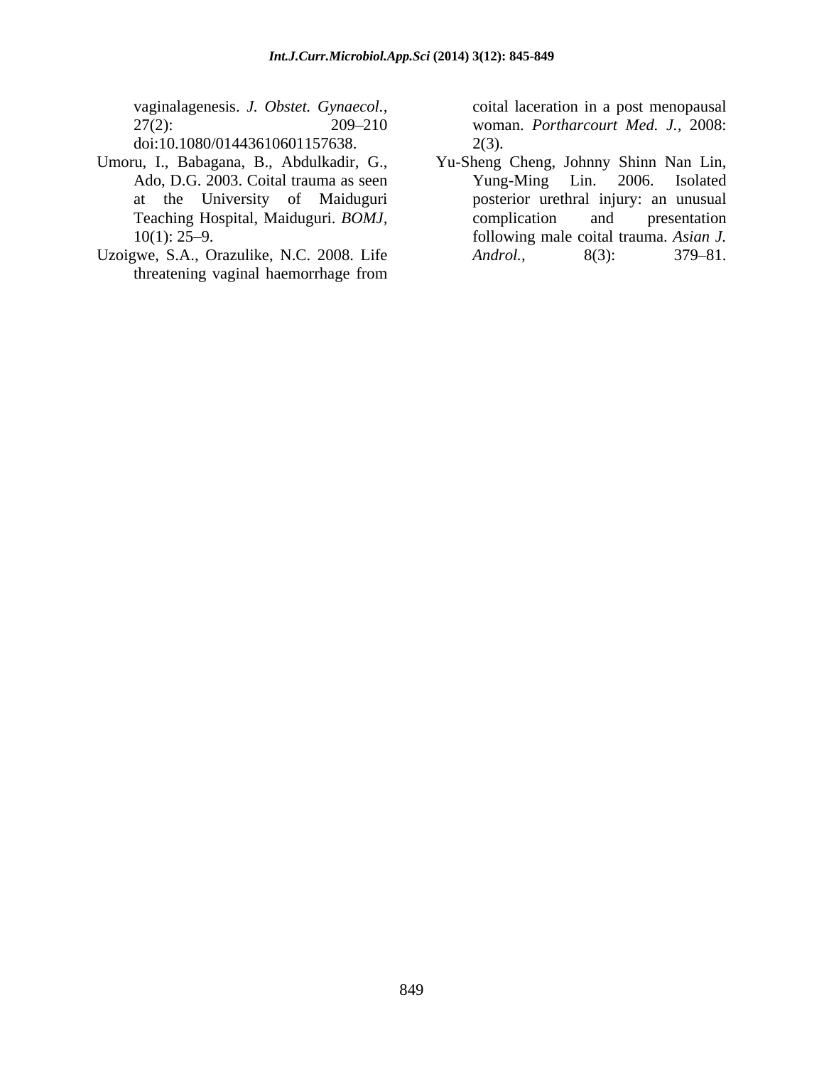vaginalagenesis. *J. Obstet. Gynaecol.*, 27(2): 209–210 doi:10.1080/01443610601157638.

Umoru, I., Babagana, B., Abdulkadir, G., Ado, D.G. 2003. Coital trauma as seen at the University of Maiduguri Teaching Hospital, Maiduguri. *BOMJ*, 10(1): 25–9.

Uzoigwe, S.A., Orazulike, N.C. 2008. Life threatening vaginal haemorrhage from coital laceration in a post menopausal woman. *Portharcourt Med. J.*, 2008: 2(3).

Yu-Sheng Cheng, Johnny Shinn Nan Lin, Yung-Ming Lin. 2006. Isolated posterior urethral injury: an unusual complication and presentation following male coital trauma. *Asian J. Androl.*, 8(3): 379–81.